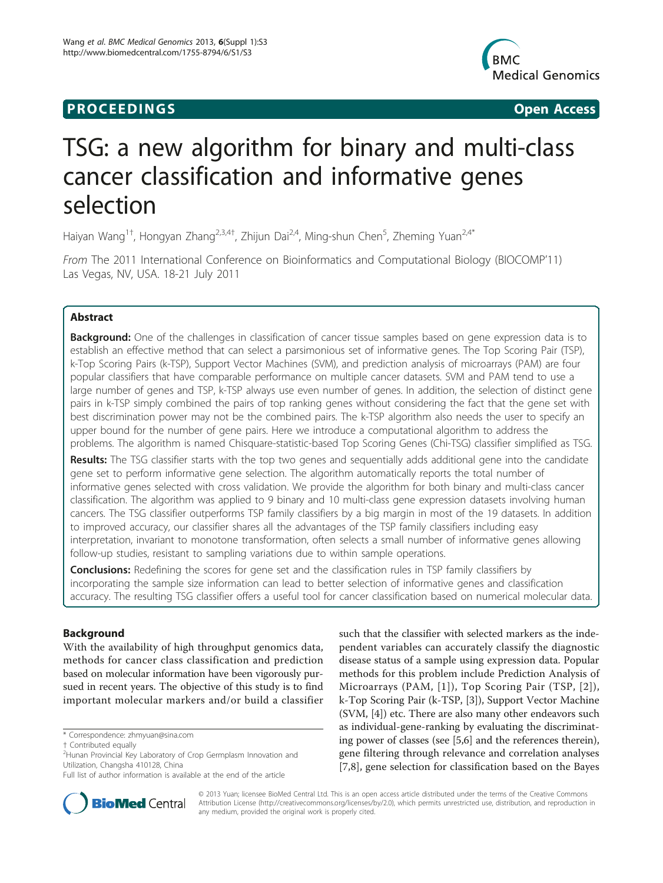**PROCEEDINGS** **Open Access**

# TSG: a new algorithm for binary and multi-class cancer classification and informative genes selection

Haiyan Wang[1†], Hongyan Zhang[2,3,4†], Zhijun Dai[2,4], Ming-shun Chen[5], Zheming Yuan[2,4*]

*From* The 2011 International Conference on Bioinformatics and Computational Biology (BIOCOMP'11) Las Vegas, NV, USA. 18-21 July 2011

## Abstract

**Background:** One of the challenges in classification of cancer tissue samples based on gene expression data is to establish an effective method that can select a parsimonious set of informative genes. The Top Scoring Pair (TSP), k-Top Scoring Pairs (k-TSP), Support Vector Machines (SVM), and prediction analysis of microarrays (PAM) are four popular classifiers that have comparable performance on multiple cancer datasets. SVM and PAM tend to use a large number of genes and TSP, k-TSP always use even number of genes. In addition, the selection of distinct gene pairs in k-TSP simply combined the pairs of top ranking genes without considering the fact that the gene set with best discrimination power may not be the combined pairs. The k-TSP algorithm also needs the user to specify an upper bound for the number of gene pairs. Here we introduce a computational algorithm to address the problems. The algorithm is named Chisquare-statistic-based Top Scoring Genes (Chi-TSG) classifier simplified as TSG.

**Results:** The TSG classifier starts with the top two genes and sequentially adds additional gene into the candidate gene set to perform informative gene selection. The algorithm automatically reports the total number of informative genes selected with cross validation. We provide the algorithm for both binary and multi-class cancer classification. The algorithm was applied to 9 binary and 10 multi-class gene expression datasets involving human cancers. The TSG classifier outperforms TSP family classifiers by a big margin in most of the 19 datasets. In addition to improved accuracy, our classifier shares all the advantages of the TSP family classifiers including easy interpretation, invariant to monotone transformation, often selects a small number of informative genes allowing follow-up studies, resistant to sampling variations due to within sample operations.

**Conclusions:** Redefining the scores for gene set and the classification rules in TSP family classifiers by incorporating the sample size information can lead to better selection of informative genes and classification accuracy. The resulting TSG classifier offers a useful tool for cancer classification based on numerical molecular data.

## Background

With the availability of high throughput genomics data, methods for cancer class classification and prediction based on molecular information have been vigorously pursued in recent years. The objective of this study is to find important molecular markers and/or build a classifier such that the classifier with selected markers as the independent variables can accurately classify the diagnostic disease status of a sample using expression data. Popular methods for this problem include Prediction Analysis of Microarrays (PAM, [1]), Top Scoring Pair (TSP, [2]), k-Top Scoring Pair (k-TSP, [3]), Support Vector Machine (SVM, [4]) etc. There are also many other endeavors such as individual-gene-ranking by evaluating the discriminating power of classes (see [5,6] and the references therein), gene filtering through relevance and correlation analyses [7,8], gene selection for classification based on the Bayes

\* Correspondence: zhmyuan@sina.com
† Contributed equally
[2]Hunan Provincial Key Laboratory of Crop Germplasm Innovation and Utilization, Changsha 410128, China
Full list of author information is available at the end of the article

© 2013 Yuan; licensee BioMed Central Ltd. This is an open access article distributed under the terms of the Creative Commons Attribution License (http://creativecommons.org/licenses/by/2.0), which permits unrestricted use, distribution, and reproduction in any medium, provided the original work is properly cited.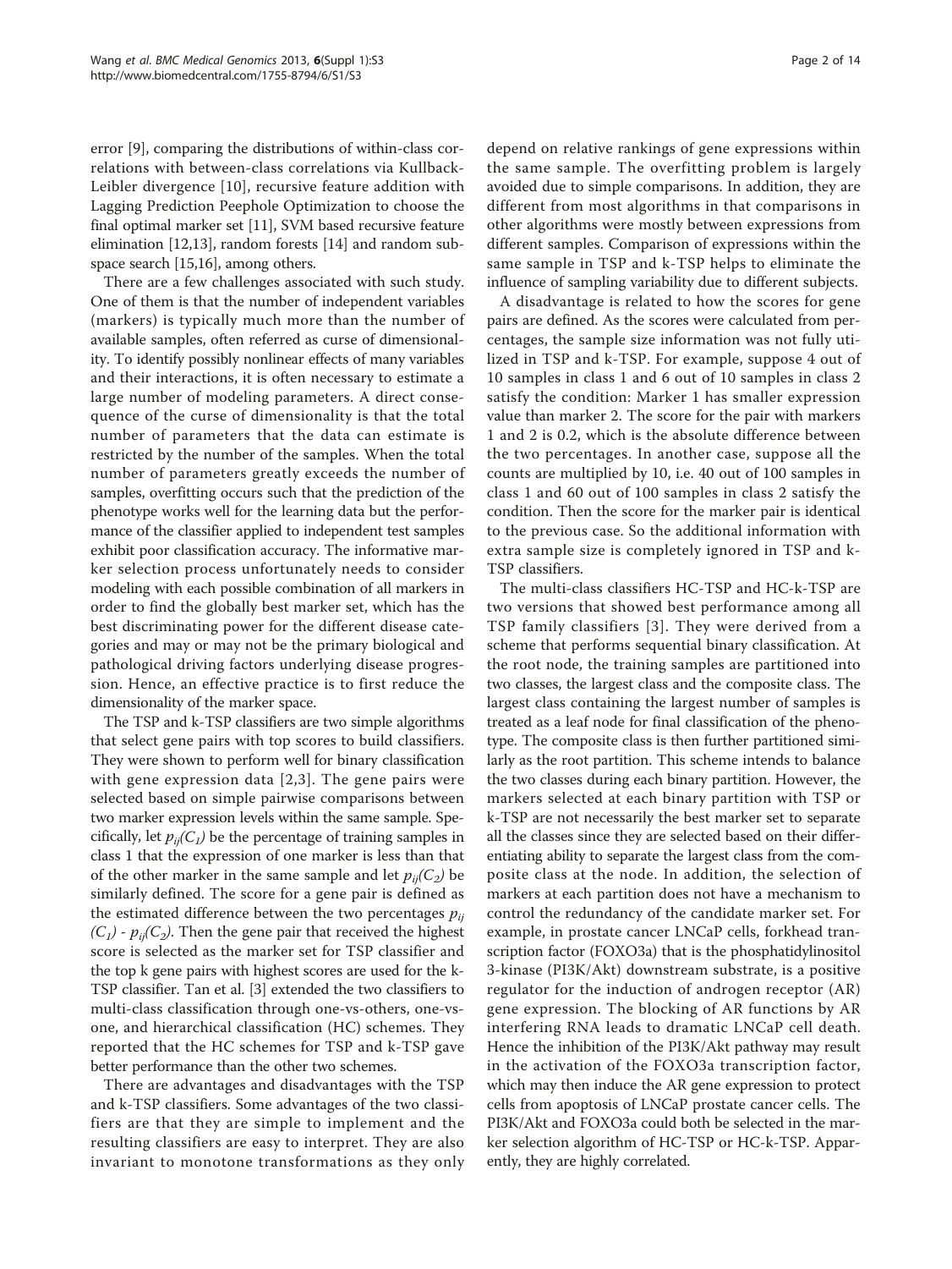error [9], comparing the distributions of within-class correlations with between-class correlations via Kullback-Leibler divergence [10], recursive feature addition with Lagging Prediction Peephole Optimization to choose the final optimal marker set [11], SVM based recursive feature elimination [12,13], random forests [14] and random subspace search [15,16], among others.

There are a few challenges associated with such study. One of them is that the number of independent variables (markers) is typically much more than the number of available samples, often referred as curse of dimensionality. To identify possibly nonlinear effects of many variables and their interactions, it is often necessary to estimate a large number of modeling parameters. A direct consequence of the curse of dimensionality is that the total number of parameters that the data can estimate is restricted by the number of the samples. When the total number of parameters greatly exceeds the number of samples, overfitting occurs such that the prediction of the phenotype works well for the learning data but the performance of the classifier applied to independent test samples exhibit poor classification accuracy. The informative marker selection process unfortunately needs to consider modeling with each possible combination of all markers in order to find the globally best marker set, which has the best discriminating power for the different disease categories and may or may not be the primary biological and pathological driving factors underlying disease progression. Hence, an effective practice is to first reduce the dimensionality of the marker space.

The TSP and k-TSP classifiers are two simple algorithms that select gene pairs with top scores to build classifiers. They were shown to perform well for binary classification with gene expression data [2,3]. The gene pairs were selected based on simple pairwise comparisons between two marker expression levels within the same sample. Specifically, let $p_{ij}(C_1)$ be the percentage of training samples in class 1 that the expression of one marker is less than that of the other marker in the same sample and let $p_{ij}(C_2)$ be similarly defined. The score for a gene pair is defined as the estimated difference between the two percentages $p_{ij}(C_1)$ - $p_{ij}(C_2)$. Then the gene pair that received the highest score is selected as the marker set for TSP classifier and the top k gene pairs with highest scores are used for the k-TSP classifier. Tan et al. [3] extended the two classifiers to multi-class classification through one-vs-others, one-vs-one, and hierarchical classification (HC) schemes. They reported that the HC schemes for TSP and k-TSP gave better performance than the other two schemes.

There are advantages and disadvantages with the TSP and k-TSP classifiers. Some advantages of the two classifiers are that they are simple to implement and the resulting classifiers are easy to interpret. They are also invariant to monotone transformations as they only depend on relative rankings of gene expressions within the same sample. The overfitting problem is largely avoided due to simple comparisons. In addition, they are different from most algorithms in that comparisons in other algorithms were mostly between expressions from different samples. Comparison of expressions within the same sample in TSP and k-TSP helps to eliminate the influence of sampling variability due to different subjects.

A disadvantage is related to how the scores for gene pairs are defined. As the scores were calculated from percentages, the sample size information was not fully utilized in TSP and k-TSP. For example, suppose 4 out of 10 samples in class 1 and 6 out of 10 samples in class 2 satisfy the condition: Marker 1 has smaller expression value than marker 2. The score for the pair with markers 1 and 2 is 0.2, which is the absolute difference between the two percentages. In another case, suppose all the counts are multiplied by 10, i.e. 40 out of 100 samples in class 1 and 60 out of 100 samples in class 2 satisfy the condition. Then the score for the marker pair is identical to the previous case. So the additional information with extra sample size is completely ignored in TSP and k-TSP classifiers.

The multi-class classifiers HC-TSP and HC-k-TSP are two versions that showed best performance among all TSP family classifiers [3]. They were derived from a scheme that performs sequential binary classification. At the root node, the training samples are partitioned into two classes, the largest class and the composite class. The largest class containing the largest number of samples is treated as a leaf node for final classification of the phenotype. The composite class is then further partitioned similarly as the root partition. This scheme intends to balance the two classes during each binary partition. However, the markers selected at each binary partition with TSP or k-TSP are not necessarily the best marker set to separate all the classes since they are selected based on their differentiating ability to separate the largest class from the composite class at the node. In addition, the selection of markers at each partition does not have a mechanism to control the redundancy of the candidate marker set. For example, in prostate cancer LNCaP cells, forkhead transcription factor (FOXO3a) that is the phosphatidylinositol 3-kinase (PI3K/Akt) downstream substrate, is a positive regulator for the induction of androgen receptor (AR) gene expression. The blocking of AR functions by AR interfering RNA leads to dramatic LNCaP cell death. Hence the inhibition of the PI3K/Akt pathway may result in the activation of the FOXO3a transcription factor, which may then induce the AR gene expression to protect cells from apoptosis of LNCaP prostate cancer cells. The PI3K/Akt and FOXO3a could both be selected in the marker selection algorithm of HC-TSP or HC-k-TSP. Apparently, they are highly correlated.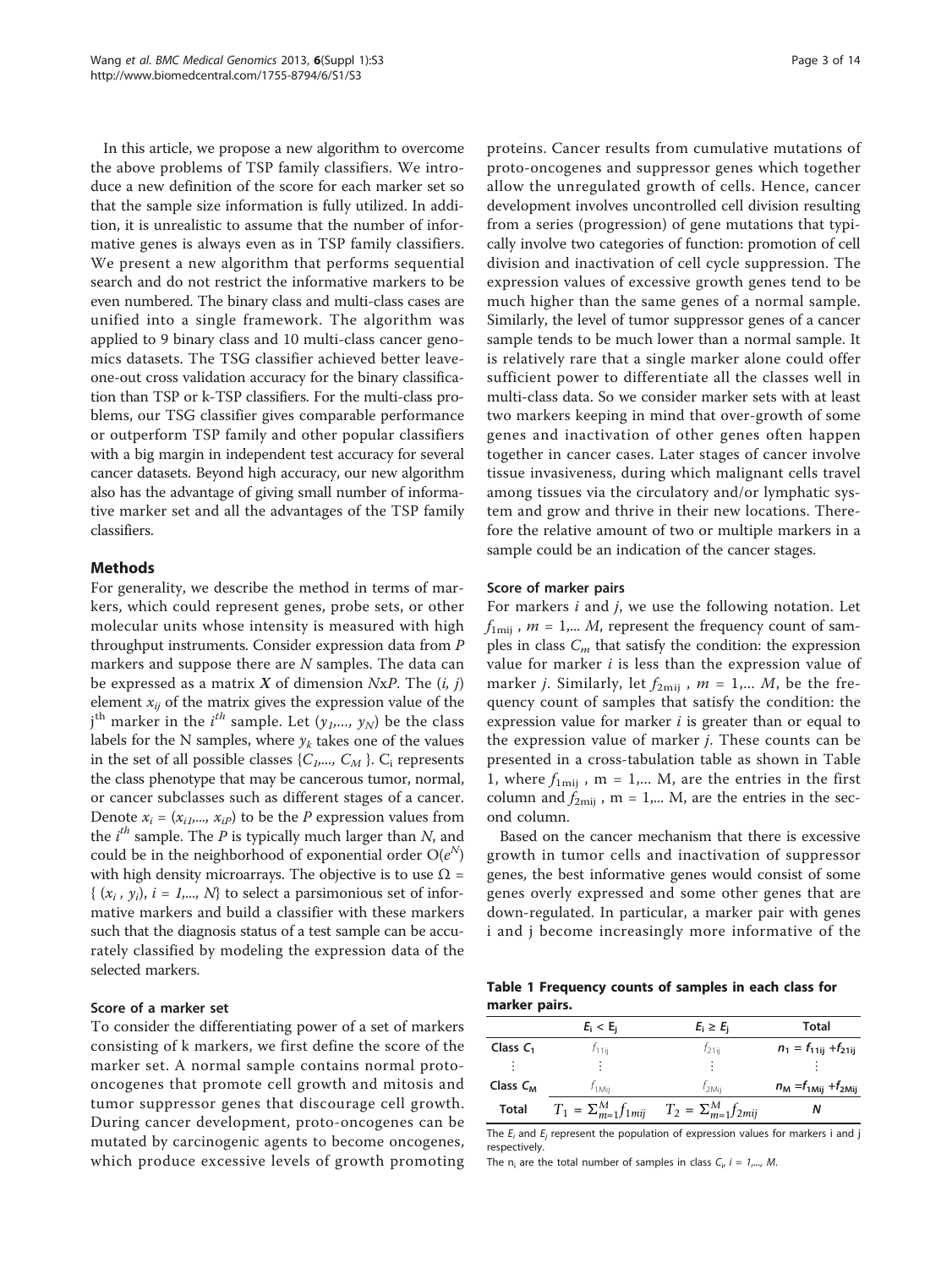In this article, we propose a new algorithm to overcome the above problems of TSP family classifiers. We introduce a new definition of the score for each marker set so that the sample size information is fully utilized. In addition, it is unrealistic to assume that the number of informative genes is always even as in TSP family classifiers. We present a new algorithm that performs sequential search and do not restrict the informative markers to be even numbered. The binary class and multi-class cases are unified into a single framework. The algorithm was applied to 9 binary class and 10 multi-class cancer genomics datasets. The TSG classifier achieved better leave-one-out cross validation accuracy for the binary classification than TSP or k-TSP classifiers. For the multi-class problems, our TSG classifier gives comparable performance or outperform TSP family and other popular classifiers with a big margin in independent test accuracy for several cancer datasets. Beyond high accuracy, our new algorithm also has the advantage of giving small number of informative marker set and all the advantages of the TSP family classifiers.

## Methods

For generality, we describe the method in terms of markers, which could represent genes, probe sets, or other molecular units whose intensity is measured with high throughput instruments. Consider expression data from $P$ markers and suppose there are $N$ samples. The data can be expressed as a matrix $\boldsymbol{X}$ of dimension $N$x$P$. The $(i, j)$ element $x_{ij}$ of the matrix gives the expression value of the $j^{\text{th}}$ marker in the $i^{th}$ sample. Let $(y_1,..., y_N)$ be the class labels for the N samples, where $y_k$ takes one of the values in the set of all possible classes $\{C_1,..., C_M\}$. $C_i$ represents the class phenotype that may be cancerous tumor, normal, or cancer subclasses such as different stages of a cancer. Denote $x_i = (x_{i1},..., x_{iP})$ to be the $P$ expression values from the $i^{th}$ sample. The $P$ is typically much larger than $N$, and could be in the neighborhood of exponential order $O(e^N)$ with high density microarrays. The objective is to use $\Omega = \{ (x_i , y_i), i = 1,..., N\}$ to select a parsimonious set of informative markers and build a classifier with these markers such that the diagnosis status of a test sample can be accurately classified by modeling the expression data of the selected markers.

### Score of a marker set

To consider the differentiating power of a set of markers consisting of k markers, we first define the score of the marker set. A normal sample contains normal proto-oncogenes that promote cell growth and mitosis and tumor suppressor genes that discourage cell growth. During cancer development, proto-oncogenes can be mutated by carcinogenic agents to become oncogenes, which produce excessive levels of growth promoting proteins. Cancer results from cumulative mutations of proto-oncogenes and suppressor genes which together allow the unregulated growth of cells. Hence, cancer development involves uncontrolled cell division resulting from a series (progression) of gene mutations that typically involve two categories of function: promotion of cell division and inactivation of cell cycle suppression. The expression values of excessive growth genes tend to be much higher than the same genes of a normal sample. Similarly, the level of tumor suppressor genes of a cancer sample tends to be much lower than a normal sample. It is relatively rare that a single marker alone could offer sufficient power to differentiate all the classes well in multi-class data. So we consider marker sets with at least two markers keeping in mind that over-growth of some genes and inactivation of other genes often happen together in cancer cases. Later stages of cancer involve tissue invasiveness, during which malignant cells travel among tissues via the circulatory and/or lymphatic system and grow and thrive in their new locations. Therefore the relative amount of two or multiple markers in a sample could be an indication of the cancer stages.

### Score of marker pairs

For markers $i$ and $j$, we use the following notation. Let $f_{1mij}$ , $m = 1,... M$, represent the frequency count of samples in class $C_m$ that satisfy the condition: the expression value for marker $i$ is less than the expression value of marker $j$. Similarly, let $f_{2mij}$ , $m = 1,... M$, be the frequency count of samples that satisfy the condition: the expression value for marker $i$ is greater than or equal to the expression value of marker $j$. These counts can be presented in a cross-tabulation table as shown in Table 1, where $f_{1mij}$ , m = 1,... M, are the entries in the first column and $f_{2mij}$ , m = 1,... M, are the entries in the second column.

Based on the cancer mechanism that there is excessive growth in tumor cells and inactivation of suppressor genes, the best informative genes would consist of some genes overly expressed and some other genes that are down-regulated. In particular, a marker pair with genes i and j become increasingly more informative of the

**Table 1 Frequency counts of samples in each class for marker pairs.**

| | $E_i < E_j$ | $E_i \geq E_j$ | Total |
|---|---|---|---|
| **Class $C_1$** | $f_{11ij}$ | $f_{21ij}$ | $n_1 = f_{11ij} + f_{21ij}$ |
| ⋮ | ⋮ | ⋮ | ⋮ |
| **Class $C_M$** | $f_{1Mij}$ | $f_{2Mij}$ | $n_M = f_{1Mij} + f_{2Mij}$ |
| **Total** | $T_1 = \Sigma_{m=1}^{M} f_{1mij}$ | $T_2 = \Sigma_{m=1}^{M} f_{2mij}$ | $N$ |

The $E_i$ and $E_j$ represent the population of expression values for markers i and j respectively.

The $n_i$ are the total number of samples in class $C_i$, $i = 1,..., M$.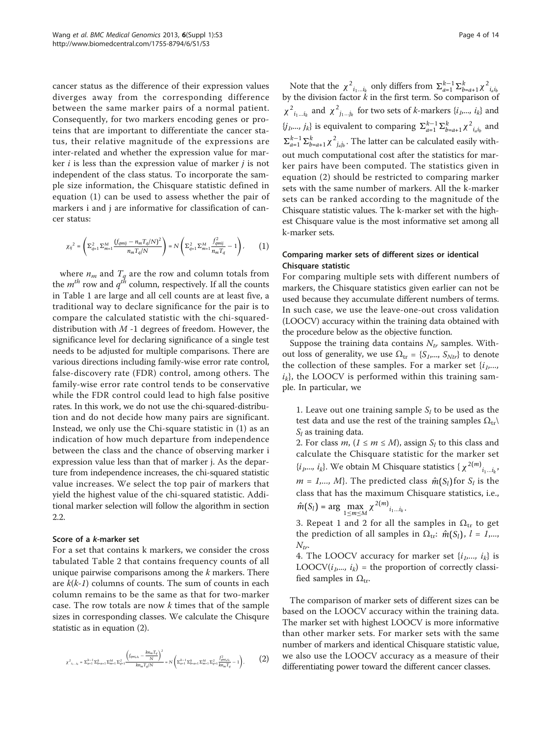cancer status as the difference of their expression values diverges away from the corresponding difference between the same marker pairs of a normal patient. Consequently, for two markers encoding genes or proteins that are important to differentiate the cancer status, their relative magnitude of the expressions are inter-related and whether the expression value for marker $i$ is less than the expression value of marker $j$ is not independent of the class status. To incorporate the sample size information, the Chisquare statistic defined in equation (1) can be used to assess whether the pair of markers i and j are informative for classification of cancer status:

$$\chi_{ij}{}^2 = \left( \Sigma_{q=1}^{2} \Sigma_{m=1}^{M} \frac{(f_{qmij} - n_m T_q / N)^2}{n_m T_q / N} \right) = N \left( \Sigma_{q=1}^{2} \Sigma_{m=1}^{M} \frac{f_{qmij}^2}{n_m T_q} - 1 \right), \qquad (1)$$

where $n_m$ and $T_q$ are the row and column totals from the $m^{th}$ row and $q^{th}$ column, respectively. If all the counts in Table 1 are large and all cell counts are at least five, a traditional way to declare significance for the pair is to compare the calculated statistic with the chi-squared-distribution with $M$ -1 degrees of freedom. However, the significance level for declaring significance of a single test needs to be adjusted for multiple comparisons. There are various directions including family-wise error rate control, false-discovery rate (FDR) control, among others. The family-wise error rate control tends to be conservative while the FDR control could lead to high false positive rates. In this work, we do not use the chi-squared-distribution and do not decide how many pairs are significant. Instead, we only use the Chi-square statistic in (1) as an indication of how much departure from independence between the class and the chance of observing marker i expression value less than that of marker j. As the departure from independence increases, the chi-squared statistic value increases. We select the top pair of markers that yield the highest value of the chi-squared statistic. Additional marker selection will follow the algorithm in section 2.2.

### Score of a *k*-marker set

For a set that contains k markers, we consider the cross tabulated Table 2 that contains frequency counts of all unique pairwise comparisons among the $k$ markers. There are $k(k-1)$ columns of counts. The sum of counts in each column remains to be the same as that for two-marker case. The row totals are now $k$ times that of the sample sizes in corresponding classes. We calculate the Chisqure statistic as in equation (2).

$$\chi^2_{i_1 \ldots i_k} = \Sigma_{a=1}^{k-1} \Sigma_{b=a+1}^{k} \Sigma_{m=1}^{M} \Sigma_{q=1}^{2} \frac{\left( f_{qm i_a i_b} - \frac{k n_m T_q}{N} \right)^2}{k n_m T_q / N} = N \left( \Sigma_{a=1}^{k-1} \Sigma_{b=a+1}^{k} \Sigma_{m=1}^{M} \Sigma_{q=1}^{2} \frac{f_{qm i_a i_b}^2}{k n_m T_q} - 1 \right). \qquad (2)$$

Note that the $\chi^2_{i_1 \ldots i_k}$ only differs from $\Sigma_{a=1}^{k-1} \Sigma_{b=a+1}^{k} \chi^2_{i_a i_b}$ by the division factor $k$ in the first term. So comparison of $\chi^2_{i_1 \ldots i_k}$ and $\chi^2_{j_1 \ldots j_k}$ for two sets of $k$-markers $\{i_1,..., i_k\}$ and $\{j_1,..., j_k\}$ is equivalent to comparing $\Sigma_{a=1}^{k-1} \Sigma_{b=a+1}^{k} \chi^2_{i_a i_b}$ and $\Sigma_{a=1}^{k-1} \Sigma_{b=a+1}^{k} \chi^2_{j_a j_b}$. The latter can be calculated easily without much computational cost after the statistics for marker pairs have been computed. The statistics given in equation (2) should be restricted to comparing marker sets with the same number of markers. All the k-marker sets can be ranked according to the magnitude of the Chisquare statistic values. The k-marker set with the highest Chisquare value is the most informative set among all k-marker sets.

### Comparing marker sets of different sizes or identical Chisquare statistic

For comparing multiple sets with different numbers of markers, the Chisquare statistics given earlier can not be used because they accumulate different numbers of terms. In such case, we use the leave-one-out cross validation (LOOCV) accuracy within the training data obtained with the procedure below as the objective function.

Suppose the training data contains $N_{tr}$ samples. Without loss of generality, we use $\Omega_{tr} = \{S_1,..., S_{Ntr}\}$ to denote the collection of these samples. For a marker set $\{i_1,..., i_k\}$, the LOOCV is performed within this training sample. In particular, we

1. Leave out one training sample $S_l$ to be used as the test data and use the rest of the training samples $\Omega_{tr} \backslash S_l$ as training data.
2. For class $m$, $(1 \leq m \leq M)$, assign $S_l$ to this class and calculate the Chisquare statistic for the marker set $\{i_1,..., i_k\}$. We obtain M Chisquare statistics $\{ \chi^{2(m)}_{i_1 \ldots i_k}, m = 1,..., M\}$. The predicted class $\hat{m}(S_l)$ for $S_l$ is the class that has the maximum Chisquare statistics, i.e., $\hat{m}(S_l) = \arg \max_{1 \leq m \leq M} \chi^{2(m)}_{i_1 \ldots i_k}$.
3. Repeat 1 and 2 for all the samples in $\Omega_{tr}$ to get the prediction of all samples in $\Omega_{tr}$: $\hat{m}(S_l)$, $l = 1,..., N_{tr}$.
4. The LOOCV accuracy for marker set $\{i_1,..., i_k\}$ is LOOCV$(i_1,..., i_k)$ = the proportion of correctly classified samples in $\Omega_{tr}$.

The comparison of marker sets of different sizes can be based on the LOOCV accuracy within the training data. The marker set with highest LOOCV is more informative than other marker sets. For marker sets with the same number of markers and identical Chisquare statistic value, we also use the LOOCV accuracy as a measure of their differentiating power toward the different cancer classes.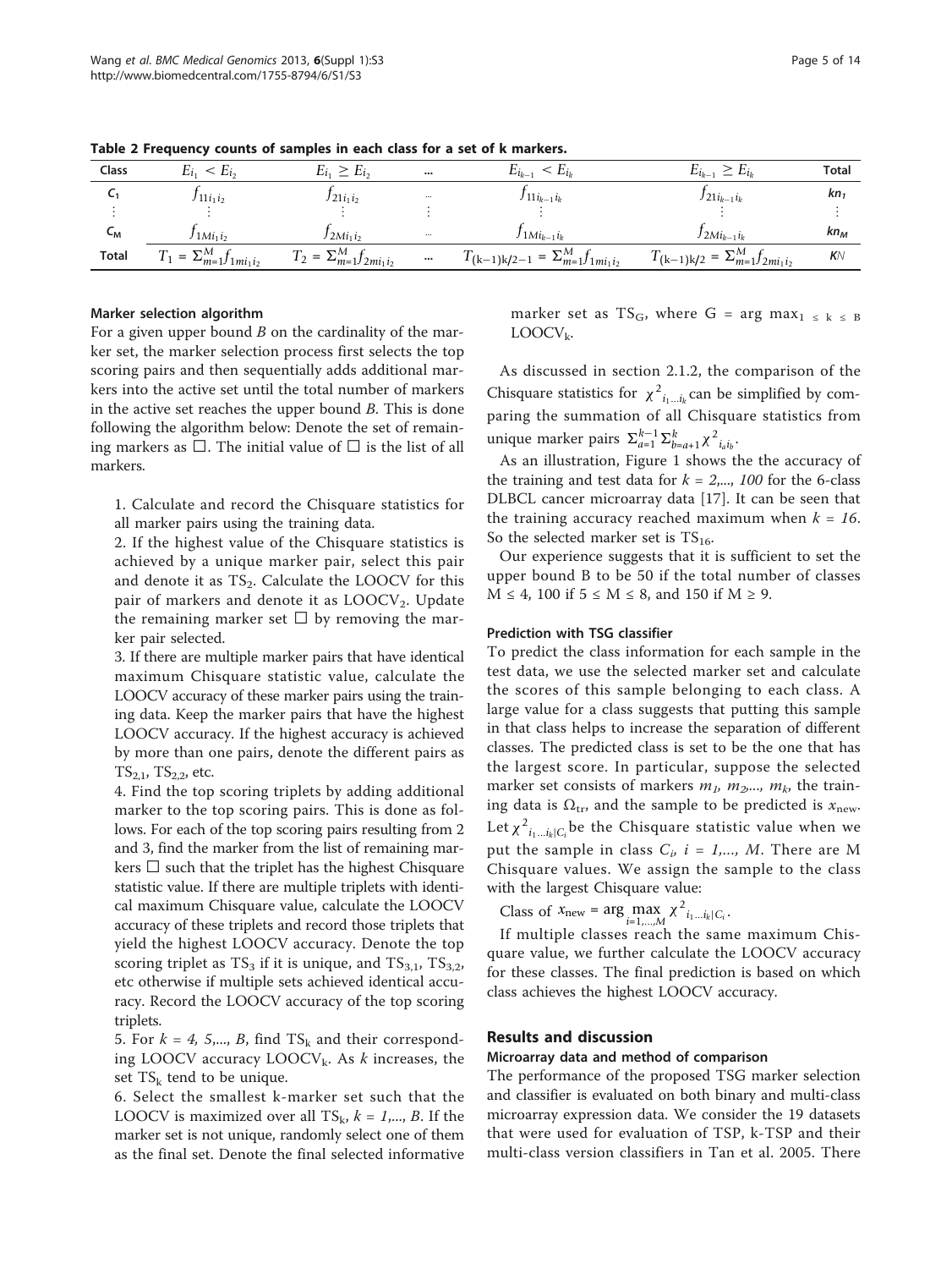**Table 2 Frequency counts of samples in each class for a set of k markers.**

| Class | $E_{i_1} < E_{i_2}$ | $E_{i_1} \geq E_{i_2}$ | ... | $E_{i_{k-1}} < E_{i_k}$ | $E_{i_{k-1}} \geq E_{i_k}$ | Total |
|---|---|---|---|---|---|---|
| $C_1$ | $f_{11i_1i_2}$ | $f_{21i_1i_2}$ | ... | $f_{11i_{k-1}i_k}$ | $f_{21i_{k-1}i_k}$ | $kn_1$ |
| $\vdots$ | $\vdots$ | $\vdots$ | $\vdots$ | $\vdots$ | $\vdots$ | $\vdots$ |
| $C_M$ | $f_{1Mi_1i_2}$ | $f_{2Mi_1i_2}$ | ... | $f_{1Mi_{k-1}i_k}$ | $f_{2Mi_{k-1}i_k}$ | $kn_M$ |
| Total | $T_1 = \Sigma_{m=1}^{M} f_{1mi_1i_2}$ | $T_2 = \Sigma_{m=1}^{M} f_{2mi_1i_2}$ | ... | $T_{(k-1)k/2-1} = \Sigma_{m=1}^{M} f_{1mi_1i_2}$ | $T_{(k-1)k/2} = \Sigma_{m=1}^{M} f_{2mi_1i_2}$ | $KN$ |

#### Marker selection algorithm

For a given upper bound $B$ on the cardinality of the marker set, the marker selection process first selects the top scoring pairs and then sequentially adds additional markers into the active set until the total number of markers in the active set reaches the upper bound $B$. This is done following the algorithm below: Denote the set of remaining markers as $\square$. The initial value of $\square$ is the list of all markers.

1. Calculate and record the Chisquare statistics for all marker pairs using the training data.
2. If the highest value of the Chisquare statistics is achieved by a unique marker pair, select this pair and denote it as $TS_2$. Calculate the LOOCV for this pair of markers and denote it as $LOOCV_2$. Update the remaining marker set $\square$ by removing the marker pair selected.
3. If there are multiple marker pairs that have identical maximum Chisquare statistic value, calculate the LOOCV accuracy of these marker pairs using the training data. Keep the marker pairs that have the highest LOOCV accuracy. If the highest accuracy is achieved by more than one pairs, denote the different pairs as $TS_{2,1}$, $TS_{2,2}$, etc.
4. Find the top scoring triplets by adding additional marker to the top scoring pairs. This is done as follows. For each of the top scoring pairs resulting from 2 and 3, find the marker from the list of remaining markers $\square$ such that the triplet has the highest Chisquare statistic value. If there are multiple triplets with identical maximum Chisquare value, calculate the LOOCV accuracy of these triplets and record those triplets that yield the highest LOOCV accuracy. Denote the top scoring triplet as $TS_3$ if it is unique, and $TS_{3,1}$, $TS_{3,2}$, etc otherwise if multiple sets achieved identical accuracy. Record the LOOCV accuracy of the top scoring triplets.
5. For $k = 4, 5,..., B$, find $TS_k$ and their corresponding LOOCV accuracy $LOOCV_k$. As $k$ increases, the set $TS_k$ tend to be unique.
6. Select the smallest k-marker set such that the LOOCV is maximized over all $TS_k$, $k = 1,..., B$. If the marker set is not unique, randomly select one of them as the final set. Denote the final selected informative marker set as $TS_G$, where $G = \arg\max_{1 \leq k \leq B} LOOCV_k$.

As discussed in section 2.1.2, the comparison of the Chisquare statistics for $\chi^2_{i_1...i_k}$ can be simplified by comparing the summation of all Chisquare statistics from unique marker pairs $\Sigma_{a=1}^{k-1}\Sigma_{b=a+1}^{k}\chi^2_{i_ai_b}$.

As an illustration, Figure 1 shows the the accuracy of the training and test data for $k = 2,..., 100$ for the 6-class DLBCL cancer microarray data [17]. It can be seen that the training accuracy reached maximum when $k = 16$. So the selected marker set is $TS_{16}$.

Our experience suggests that it is sufficient to set the upper bound B to be 50 if the total number of classes $M \leq 4$, 100 if $5 \leq M \leq 8$, and 150 if $M \geq 9$.

#### Prediction with TSG classifier

To predict the class information for each sample in the test data, we use the selected marker set and calculate the scores of this sample belonging to each class. A large value for a class suggests that putting this sample in that class helps to increase the separation of different classes. The predicted class is set to be the one that has the largest score. In particular, suppose the selected marker set consists of markers $m_1, m_2,..., m_k$, the training data is $\Omega_{tr}$, and the sample to be predicted is $x_{new}$. Let $\chi^2_{i_1...i_k|C_i}$ be the Chisquare statistic value when we put the sample in class $C_i$, $i = 1,..., M$. There are M Chisquare values. We assign the sample to the class with the largest Chisquare value:

$$\text{Class of } x_{new} = \arg\max_{i=1,...,M} \chi^2_{i_1...i_k|C_i}.$$

If multiple classes reach the same maximum Chisquare value, we further calculate the LOOCV accuracy for these classes. The final prediction is based on which class achieves the highest LOOCV accuracy.

## Results and discussion

#### Microarray data and method of comparison

The performance of the proposed TSG marker selection and classifier is evaluated on both binary and multi-class microarray expression data. We consider the 19 datasets that were used for evaluation of TSP, k-TSP and their multi-class version classifiers in Tan et al. 2005. There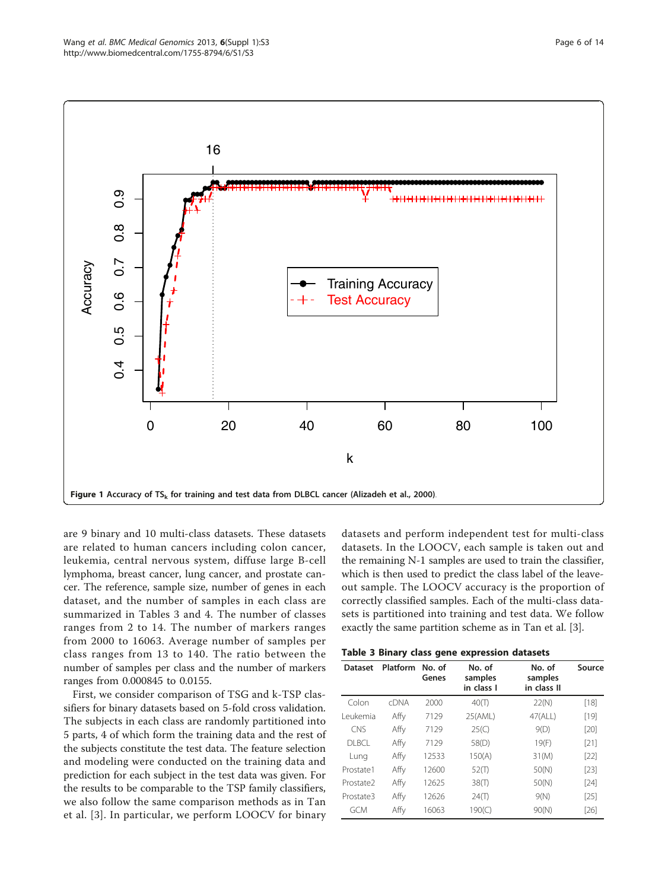**Figure 1 Accuracy of $TS_k$ for training and test data from DLBCL cancer (Alizadeh et al., 2000).**

are 9 binary and 10 multi-class datasets. These datasets are related to human cancers including colon cancer, leukemia, central nervous system, diffuse large B-cell lymphoma, breast cancer, lung cancer, and prostate cancer. The reference, sample size, number of genes in each dataset, and the number of samples in each class are summarized in Tables 3 and 4. The number of classes ranges from 2 to 14. The number of markers ranges from 2000 to 16063. Average number of samples per class ranges from 13 to 140. The ratio between the number of samples per class and the number of markers ranges from 0.000845 to 0.0155.

First, we consider comparison of TSG and k-TSP classifiers for binary datasets based on 5-fold cross validation. The subjects in each class are randomly partitioned into 5 parts, 4 of which form the training data and the rest of the subjects constitute the test data. The feature selection and modeling were conducted on the training data and prediction for each subject in the test data was given. For the results to be comparable to the TSP family classifiers, we also follow the same comparison methods as in Tan et al. [3]. In particular, we perform LOOCV for binary datasets and perform independent test for multi-class datasets. In the LOOCV, each sample is taken out and the remaining N-1 samples are used to train the classifier, which is then used to predict the class label of the leave-out sample. The LOOCV accuracy is the proportion of correctly classified samples. Each of the multi-class datasets is partitioned into training and test data. We follow exactly the same partition scheme as in Tan et al. [3].

**Table 3 Binary class gene expression datasets**

| Dataset | Platform | No. of Genes | No. of samples in class I | No. of samples in class II | Source |
|---|---|---|---|---|---|
| Colon | cDNA | 2000 | 40(T) | 22(N) | [18] |
| Leukemia | Affy | 7129 | 25(AML) | 47(ALL) | [19] |
| CNS | Affy | 7129 | 25(C) | 9(D) | [20] |
| DLBCL | Affy | 7129 | 58(D) | 19(F) | [21] |
| Lung | Affy | 12533 | 150(A) | 31(M) | [22] |
| Prostate1 | Affy | 12600 | 52(T) | 50(N) | [23] |
| Prostate2 | Affy | 12625 | 38(T) | 50(N) | [24] |
| Prostate3 | Affy | 12626 | 24(T) | 9(N) | [25] |
| GCM | Affy | 16063 | 190(C) | 90(N) | [26] |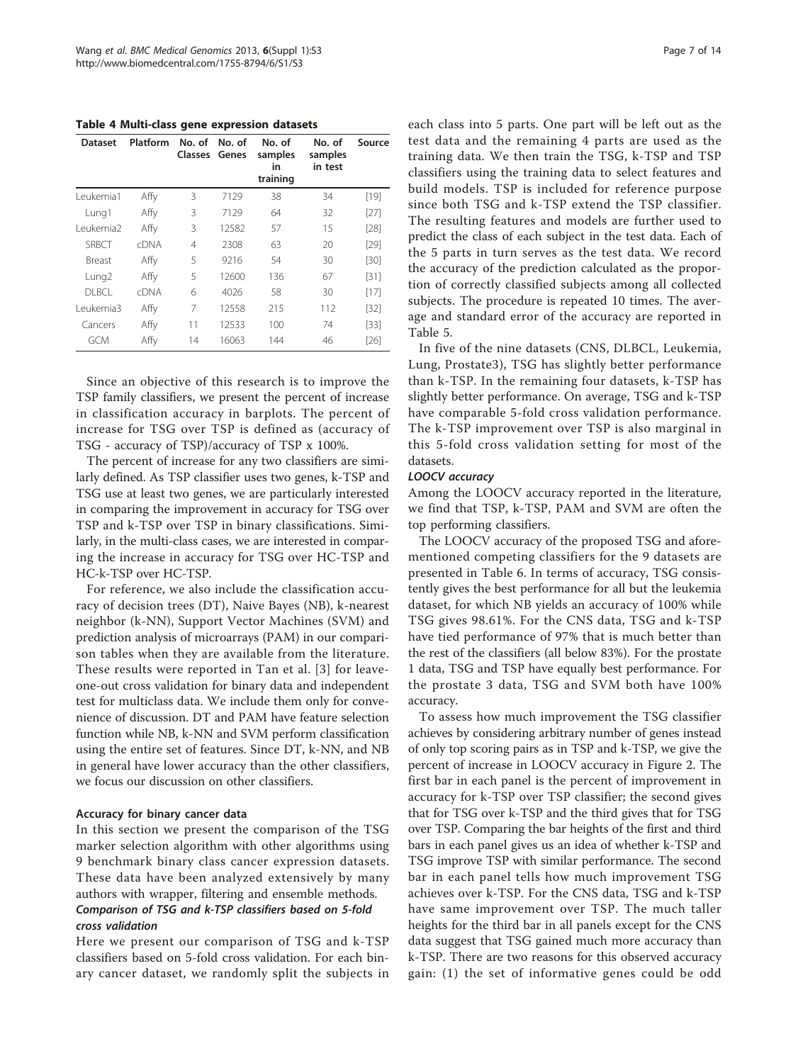**Table 4 Multi-class gene expression datasets**

| Dataset | Platform | No. of Classes | No. of Genes | No. of samples in training | No. of samples in test | Source |
|---|---|---|---|---|---|---|
| Leukemia1 | Affy | 3 | 7129 | 38 | 34 | [19] |
| Lung1 | Affy | 3 | 7129 | 64 | 32 | [27] |
| Leukemia2 | Affy | 3 | 12582 | 57 | 15 | [28] |
| SRBCT | cDNA | 4 | 2308 | 63 | 20 | [29] |
| Breast | Affy | 5 | 9216 | 54 | 30 | [30] |
| Lung2 | Affy | 5 | 12600 | 136 | 67 | [31] |
| DLBCL | cDNA | 6 | 4026 | 58 | 30 | [17] |
| Leukemia3 | Affy | 7 | 12558 | 215 | 112 | [32] |
| Cancers | Affy | 11 | 12533 | 100 | 74 | [33] |
| GCM | Affy | 14 | 16063 | 144 | 46 | [26] |

Since an objective of this research is to improve the TSP family classifiers, we present the percent of increase in classification accuracy in barplots. The percent of increase for TSG over TSP is defined as (accuracy of TSG - accuracy of TSP)/accuracy of TSP x 100%.

The percent of increase for any two classifiers are similarly defined. As TSP classifier uses two genes, k-TSP and TSG use at least two genes, we are particularly interested in comparing the improvement in accuracy for TSG over TSP and k-TSP over TSP in binary classifications. Similarly, in the multi-class cases, we are interested in comparing the increase in accuracy for TSG over HC-TSP and HC-k-TSP over HC-TSP.

For reference, we also include the classification accuracy of decision trees (DT), Naive Bayes (NB), k-nearest neighbor (k-NN), Support Vector Machines (SVM) and prediction analysis of microarrays (PAM) in our comparison tables when they are available from the literature. These results were reported in Tan et al. [3] for leave-one-out cross validation for binary data and independent test for multiclass data. We include them only for convenience of discussion. DT and PAM have feature selection function while NB, k-NN and SVM perform classification using the entire set of features. Since DT, k-NN, and NB in general have lower accuracy than the other classifiers, we focus our discussion on other classifiers.

### Accuracy for binary cancer data

In this section we present the comparison of the TSG marker selection algorithm with other algorithms using 9 benchmark binary class cancer expression datasets. These data have been analyzed extensively by many authors with wrapper, filtering and ensemble methods.

#### *Comparison of TSG and k-TSP classifiers based on 5-fold cross validation*

Here we present our comparison of TSG and k-TSP classifiers based on 5-fold cross validation. For each binary cancer dataset, we randomly split the subjects in each class into 5 parts. One part will be left out as the test data and the remaining 4 parts are used as the training data. We then train the TSG, k-TSP and TSP classifiers using the training data to select features and build models. TSP is included for reference purpose since both TSG and k-TSP extend the TSP classifier. The resulting features and models are further used to predict the class of each subject in the test data. Each of the 5 parts in turn serves as the test data. We record the accuracy of the prediction calculated as the proportion of correctly classified subjects among all collected subjects. The procedure is repeated 10 times. The average and standard error of the accuracy are reported in Table 5.

In five of the nine datasets (CNS, DLBCL, Leukemia, Lung, Prostate3), TSG has slightly better performance than k-TSP. In the remaining four datasets, k-TSP has slightly better performance. On average, TSG and k-TSP have comparable 5-fold cross validation performance. The k-TSP improvement over TSP is also marginal in this 5-fold cross validation setting for most of the datasets.

#### *LOOCV accuracy*

Among the LOOCV accuracy reported in the literature, we find that TSP, k-TSP, PAM and SVM are often the top performing classifiers.

The LOOCV accuracy of the proposed TSG and aforementioned competing classifiers for the 9 datasets are presented in Table 6. In terms of accuracy, TSG consistently gives the best performance for all but the leukemia dataset, for which NB yields an accuracy of 100% while TSG gives 98.61%. For the CNS data, TSG and k-TSP have tied performance of 97% that is much better than the rest of the classifiers (all below 83%). For the prostate 1 data, TSG and TSP have equally best performance. For the prostate 3 data, TSG and SVM both have 100% accuracy.

To assess how much improvement the TSG classifier achieves by considering arbitrary number of genes instead of only top scoring pairs as in TSP and k-TSP, we give the percent of increase in LOOCV accuracy in Figure 2. The first bar in each panel is the percent of improvement in accuracy for k-TSP over TSP classifier; the second gives that for TSG over k-TSP and the third gives that for TSG over TSP. Comparing the bar heights of the first and third bars in each panel gives us an idea of whether k-TSP and TSG improve TSP with similar performance. The second bar in each panel tells how much improvement TSG achieves over k-TSP. For the CNS data, TSG and k-TSP have same improvement over TSP. The much taller heights for the third bar in all panels except for the CNS data suggest that TSG gained much more accuracy than k-TSP. There are two reasons for this observed accuracy gain: (1) the set of informative genes could be odd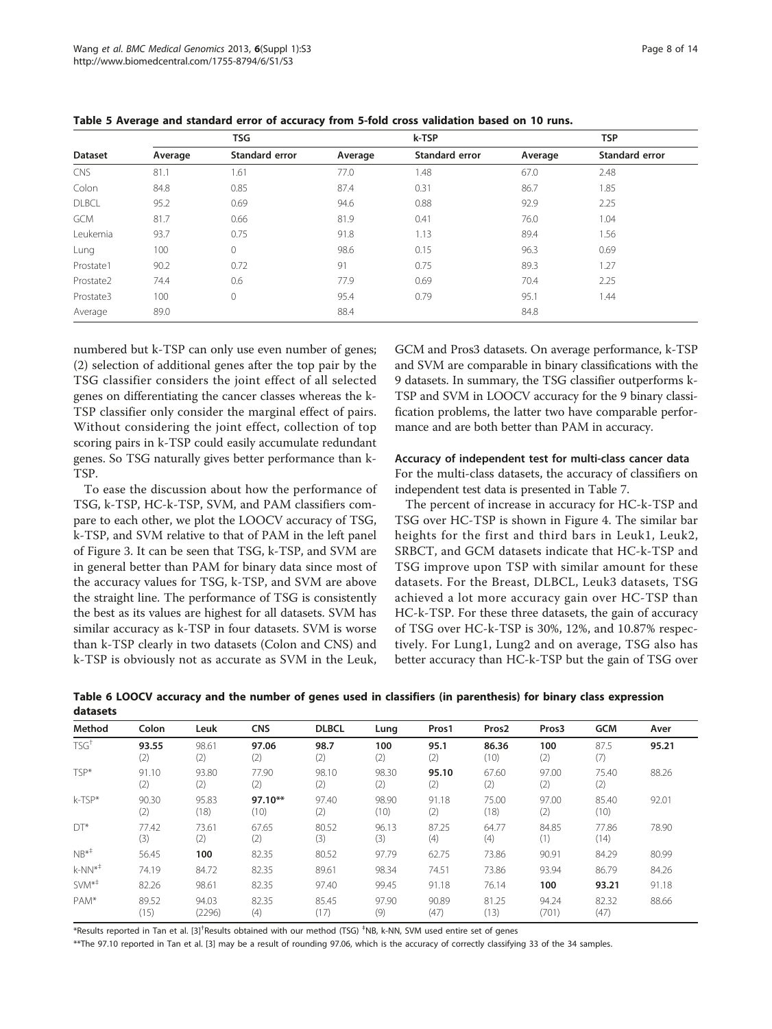**Table 5 Average and standard error of accuracy from 5-fold cross validation based on 10 runs.**

| Dataset | TSG | | k-TSP | | TSP | |
|---|---|---|---|---|---|---|
| | Average | Standard error | Average | Standard error | Average | Standard error |
| CNS | 81.1 | 1.61 | 77.0 | 1.48 | 67.0 | 2.48 |
| Colon | 84.8 | 0.85 | 87.4 | 0.31 | 86.7 | 1.85 |
| DLBCL | 95.2 | 0.69 | 94.6 | 0.88 | 92.9 | 2.25 |
| GCM | 81.7 | 0.66 | 81.9 | 0.41 | 76.0 | 1.04 |
| Leukemia | 93.7 | 0.75 | 91.8 | 1.13 | 89.4 | 1.56 |
| Lung | 100 | 0 | 98.6 | 0.15 | 96.3 | 0.69 |
| Prostate1 | 90.2 | 0.72 | 91 | 0.75 | 89.3 | 1.27 |
| Prostate2 | 74.4 | 0.6 | 77.9 | 0.69 | 70.4 | 2.25 |
| Prostate3 | 100 | 0 | 95.4 | 0.79 | 95.1 | 1.44 |
| Average | 89.0 | | 88.4 | | 84.8 | |

numbered but k-TSP can only use even number of genes; (2) selection of additional genes after the top pair by the TSG classifier considers the joint effect of all selected genes on differentiating the cancer classes whereas the k-TSP classifier only consider the marginal effect of pairs. Without considering the joint effect, collection of top scoring pairs in k-TSP could easily accumulate redundant genes. So TSG naturally gives better performance than k-TSP.

To ease the discussion about how the performance of TSG, k-TSP, HC-k-TSP, SVM, and PAM classifiers compare to each other, we plot the LOOCV accuracy of TSG, k-TSP, and SVM relative to that of PAM in the left panel of Figure 3. It can be seen that TSG, k-TSP, and SVM are in general better than PAM for binary data since most of the accuracy values for TSG, k-TSP, and SVM are above the straight line. The performance of TSG is consistently the best as its values are highest for all datasets. SVM has similar accuracy as k-TSP in four datasets. SVM is worse than k-TSP clearly in two datasets (Colon and CNS) and k-TSP is obviously not as accurate as SVM in the Leuk, GCM and Pros3 datasets. On average performance, k-TSP and SVM are comparable in binary classifications with the 9 datasets. In summary, the TSG classifier outperforms k-TSP and SVM in LOOCV accuracy for the 9 binary classification problems, the latter two have comparable performance and are both better than PAM in accuracy.

### Accuracy of independent test for multi-class cancer data

For the multi-class datasets, the accuracy of classifiers on independent test data is presented in Table 7.

The percent of increase in accuracy for HC-k-TSP and TSG over HC-TSP is shown in Figure 4. The similar bar heights for the first and third bars in Leuk1, Leuk2, SRBCT, and GCM datasets indicate that HC-k-TSP and TSG improve upon TSP with similar amount for these datasets. For the Breast, DLBCL, Leuk3 datasets, TSG achieved a lot more accuracy gain over HC-TSP than HC-k-TSP. For these three datasets, the gain of accuracy of TSG over HC-k-TSP is 30%, 12%, and 10.87% respectively. For Lung1, Lung2 and on average, TSG also has better accuracy than HC-k-TSP but the gain of TSG over

**Table 6 LOOCV accuracy and the number of genes used in classifiers (in parenthesis) for binary class expression datasets**

| Method | Colon | Leuk | CNS | DLBCL | Lung | Pros1 | Pros2 | Pros3 | GCM | Aver |
|---|---|---|---|---|---|---|---|---|---|---|
| TSG[†] | **93.55** (2) | 98.61 (2) | **97.06** (2) | **98.7** (2) | **100** (2) | **95.1** (2) | **86.36** (10) | **100** (2) | 87.5 (7) | **95.21** |
| TSP* | 91.10 (2) | 93.80 (2) | 77.90 (2) | 98.10 (2) | 98.30 (2) | **95.10** (2) | 67.60 (2) | 97.00 (2) | 75.40 (2) | 88.26 |
| k-TSP* | 90.30 (2) | 95.83 (18) | **97.10**** (10) | 97.40 (2) | 98.90 (10) | 91.18 (2) | 75.00 (18) | 97.00 (2) | 85.40 (10) | 92.01 |
| DT* | 77.42 (3) | 73.61 (2) | 67.65 (2) | 80.52 (3) | 96.13 (3) | 87.25 (4) | 64.77 (4) | 84.85 (1) | 77.86 (14) | 78.90 |
| NB*[‡] | 56.45 | **100** | 82.35 | 80.52 | 97.79 | 62.75 | 73.86 | 90.91 | 84.29 | 80.99 |
| k-NN*[‡] | 74.19 | 84.72 | 82.35 | 89.61 | 98.34 | 74.51 | 73.86 | 93.94 | 86.79 | 84.26 |
| SVM*[‡] | 82.26 | 98.61 | 82.35 | 97.40 | 99.45 | 91.18 | 76.14 | **100** | **93.21** | 91.18 |
| PAM* | 89.52 (15) | 94.03 (2296) | 82.35 (4) | 85.45 (17) | 97.90 (9) | 90.89 (47) | 81.25 (13) | 94.24 (701) | 82.32 (47) | 88.66 |

*Results reported in Tan et al. [3] [†]Results obtained with our method (TSG) [‡]NB, k-NN, SVM used entire set of genes

**The 97.10 reported in Tan et al. [3] may be a result of rounding 97.06, which is the accuracy of correctly classifying 33 of the 34 samples.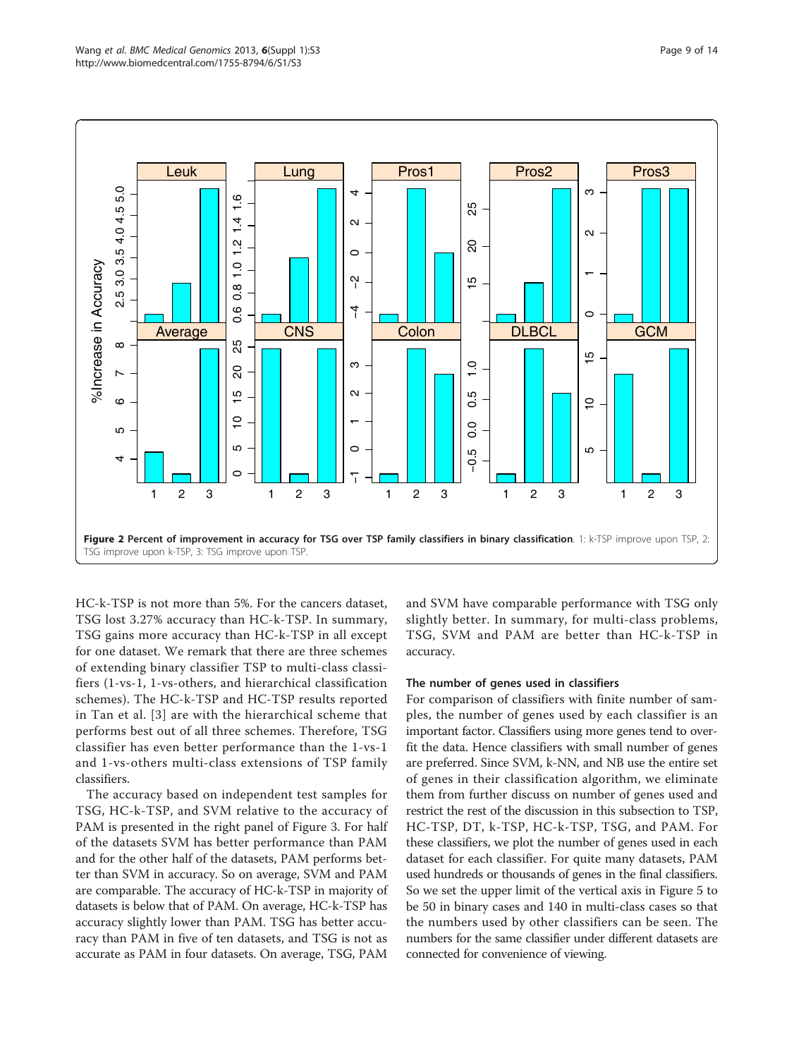**Figure 2 Percent of improvement in accuracy for TSG over TSP family classifiers in binary classification**. 1: k-TSP improve upon TSP, 2: TSG improve upon k-TSP, 3: TSG improve upon TSP.

HC-k-TSP is not more than 5%. For the cancers dataset, TSG lost 3.27% accuracy than HC-k-TSP. In summary, TSG gains more accuracy than HC-k-TSP in all except for one dataset. We remark that there are three schemes of extending binary classifier TSP to multi-class classifiers (1-vs-1, 1-vs-others, and hierarchical classification schemes). The HC-k-TSP and HC-TSP results reported in Tan et al. [3] are with the hierarchical scheme that performs best out of all three schemes. Therefore, TSG classifier has even better performance than the 1-vs-1 and 1-vs-others multi-class extensions of TSP family classifiers.

The accuracy based on independent test samples for TSG, HC-k-TSP, and SVM relative to the accuracy of PAM is presented in the right panel of Figure 3. For half of the datasets SVM has better performance than PAM and for the other half of the datasets, PAM performs better than SVM in accuracy. So on average, SVM and PAM are comparable. The accuracy of HC-k-TSP in majority of datasets is below that of PAM. On average, HC-k-TSP has accuracy slightly lower than PAM. TSG has better accuracy than PAM in five of ten datasets, and TSG is not as accurate as PAM in four datasets. On average, TSG, PAM and SVM have comparable performance with TSG only slightly better. In summary, for multi-class problems, TSG, SVM and PAM are better than HC-k-TSP in accuracy.

#### The number of genes used in classifiers

For comparison of classifiers with finite number of samples, the number of genes used by each classifier is an important factor. Classifiers using more genes tend to overfit the data. Hence classifiers with small number of genes are preferred. Since SVM, k-NN, and NB use the entire set of genes in their classification algorithm, we eliminate them from further discuss on number of genes used and restrict the rest of the discussion in this subsection to TSP, HC-TSP, DT, k-TSP, HC-k-TSP, TSG, and PAM. For these classifiers, we plot the number of genes used in each dataset for each classifier. For quite many datasets, PAM used hundreds or thousands of genes in the final classifiers. So we set the upper limit of the vertical axis in Figure 5 to be 50 in binary cases and 140 in multi-class cases so that the numbers used by other classifiers can be seen. The numbers for the same classifier under different datasets are connected for convenience of viewing.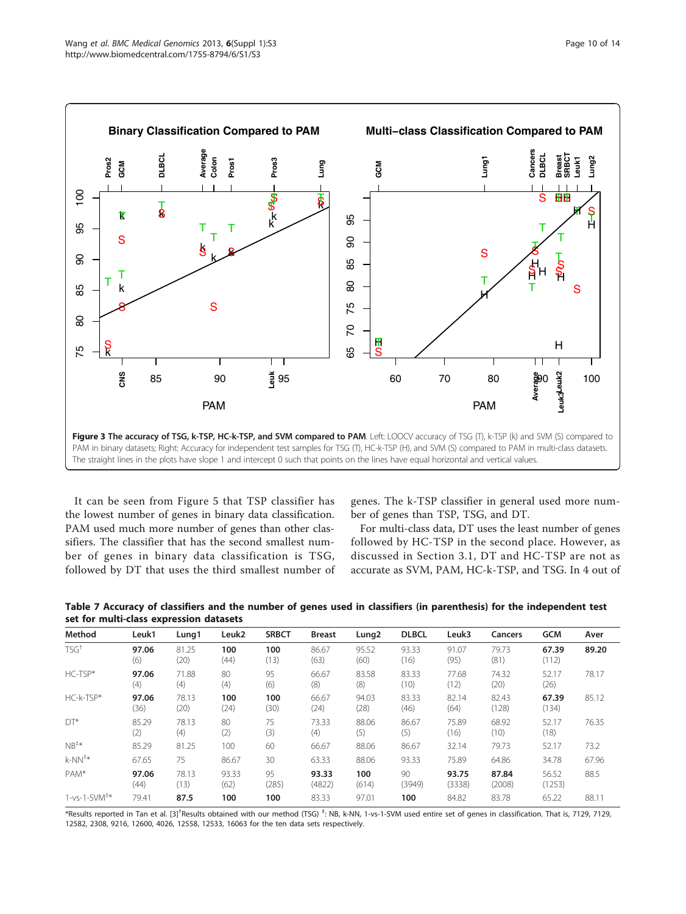**Figure 3 The accuracy of TSG, k-TSP, HC-k-TSP, and SVM compared to PAM**. Left: LOOCV accuracy of TSG (T), k-TSP (k) and SVM (S) compared to PAM in binary datasets; Right: Accuracy for independent test samples for TSG (T), HC-k-TSP (H), and SVM (S) compared to PAM in multi-class datasets. The straight lines in the plots have slope 1 and intercept 0 such that points on the lines have equal horizontal and vertical values.

It can be seen from Figure 5 that TSP classifier has the lowest number of genes in binary data classification. PAM used much more number of genes than other classifiers. The classifier that has the second smallest number of genes in binary data classification is TSG, followed by DT that uses the third smallest number of genes. The k-TSP classifier in general used more number of genes than TSP, TSG, and DT.

For multi-class data, DT uses the least number of genes followed by HC-TSP in the second place. However, as discussed in Section 3.1, DT and HC-TSP are not as accurate as SVM, PAM, HC-k-TSP, and TSG. In 4 out of

**Table 7 Accuracy of classifiers and the number of genes used in classifiers (in parenthesis) for the independent test set for multi-class expression datasets**

| Method | Leuk1 | Lung1 | Leuk2 | SRBCT | Breast | Lung2 | DLBCL | Leuk3 | Cancers | GCM | Aver |
|---|---|---|---|---|---|---|---|---|---|---|---|
| TSG[†] | **97.06** (6) | 81.25 (20) | **100** (44) | **100** (13) | 86.67 (63) | 95.52 (60) | 93.33 (16) | 91.07 (95) | 79.73 (81) | **67.39** (112) | **89.20** |
| HC-TSP* | **97.06** (4) | 71.88 (4) | 80 (4) | 95 (6) | 66.67 (8) | 83.58 (8) | 83.33 (10) | 77.68 (12) | 74.32 (20) | 52.17 (26) | 78.17 |
| HC-k-TSP* | **97.06** (36) | 78.13 (20) | **100** (24) | **100** (30) | 66.67 (24) | 94.03 (28) | 83.33 (46) | 82.14 (64) | 82.43 (128) | **67.39** (134) | 85.12 |
| DT* | 85.29 (2) | 78.13 (4) | 80 (2) | 75 (3) | 73.33 (4) | 88.06 (5) | 86.67 (5) | 75.89 (16) | 68.92 (10) | 52.17 (18) | 76.35 |
| NB[‡]* | 85.29 | 81.25 | 100 | 60 | 66.67 | 88.06 | 86.67 | 32.14 | 79.73 | 52.17 | 73.2 |
| k-NN[‡]* | 67.65 | 75 | 86.67 | 30 | 63.33 | 88.06 | 93.33 | 75.89 | 64.86 | 34.78 | 67.96 |
| PAM* | **97.06** (44) | 78.13 (13) | 93.33 (62) | 95 (285) | **93.33** (4822) | **100** (614) | 90 (3949) | **93.75** (3338) | **87.84** (2008) | 56.52 (1253) | 88.5 |
| 1-vs-1-SVM[‡]* | 79.41 | **87.5** | 100 | 100 | 83.33 | 97.01 | **100** | 84.82 | 83.78 | 65.22 | 88.11 |

*Results reported in Tan et al. [3] [†]Results obtained with our method (TSG) [‡]: NB, k-NN, 1-vs-1-SVM used entire set of genes in classification. That is, 7129, 7129, 12582, 2308, 9216, 12600, 4026, 12558, 12533, 16063 for the ten data sets respectively.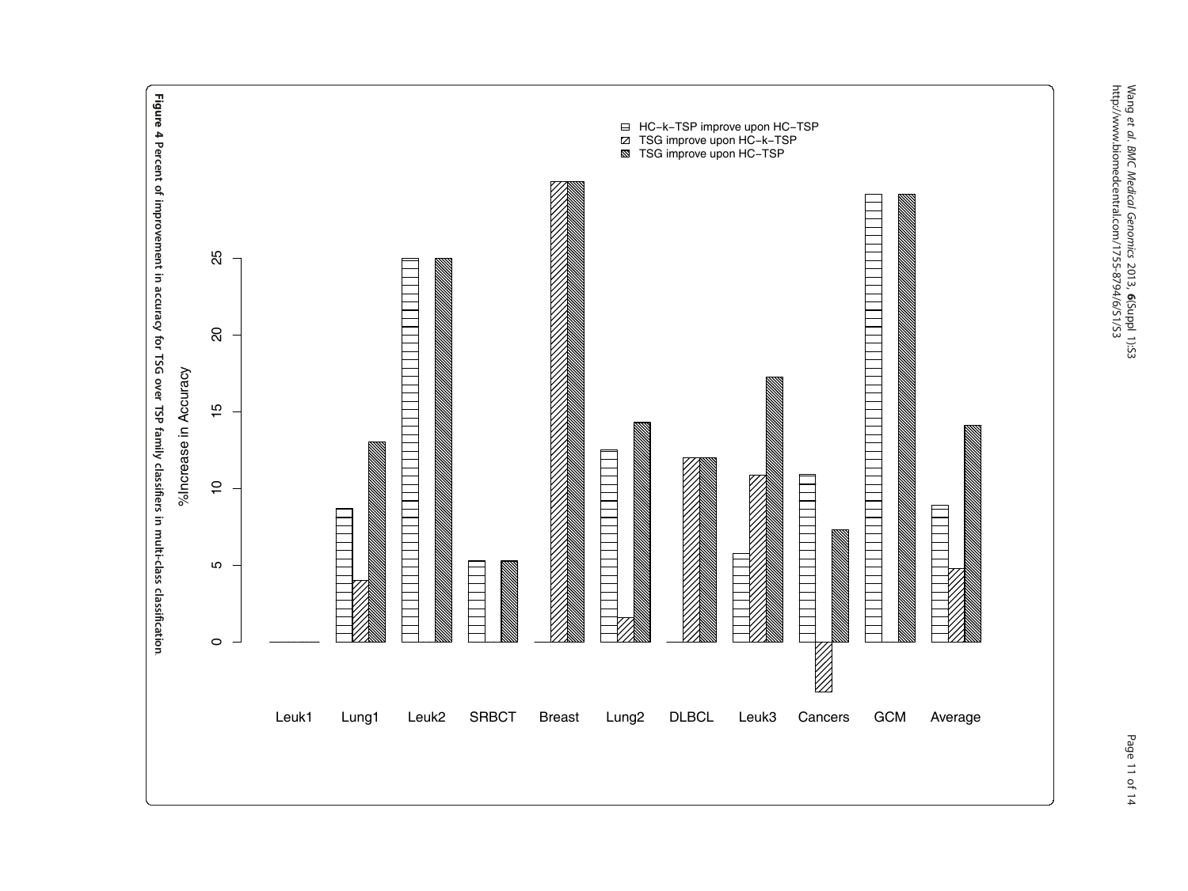**Figure 4 Percent of improvement in accuracy for TSG over TSP family classifiers in multi-class classification.**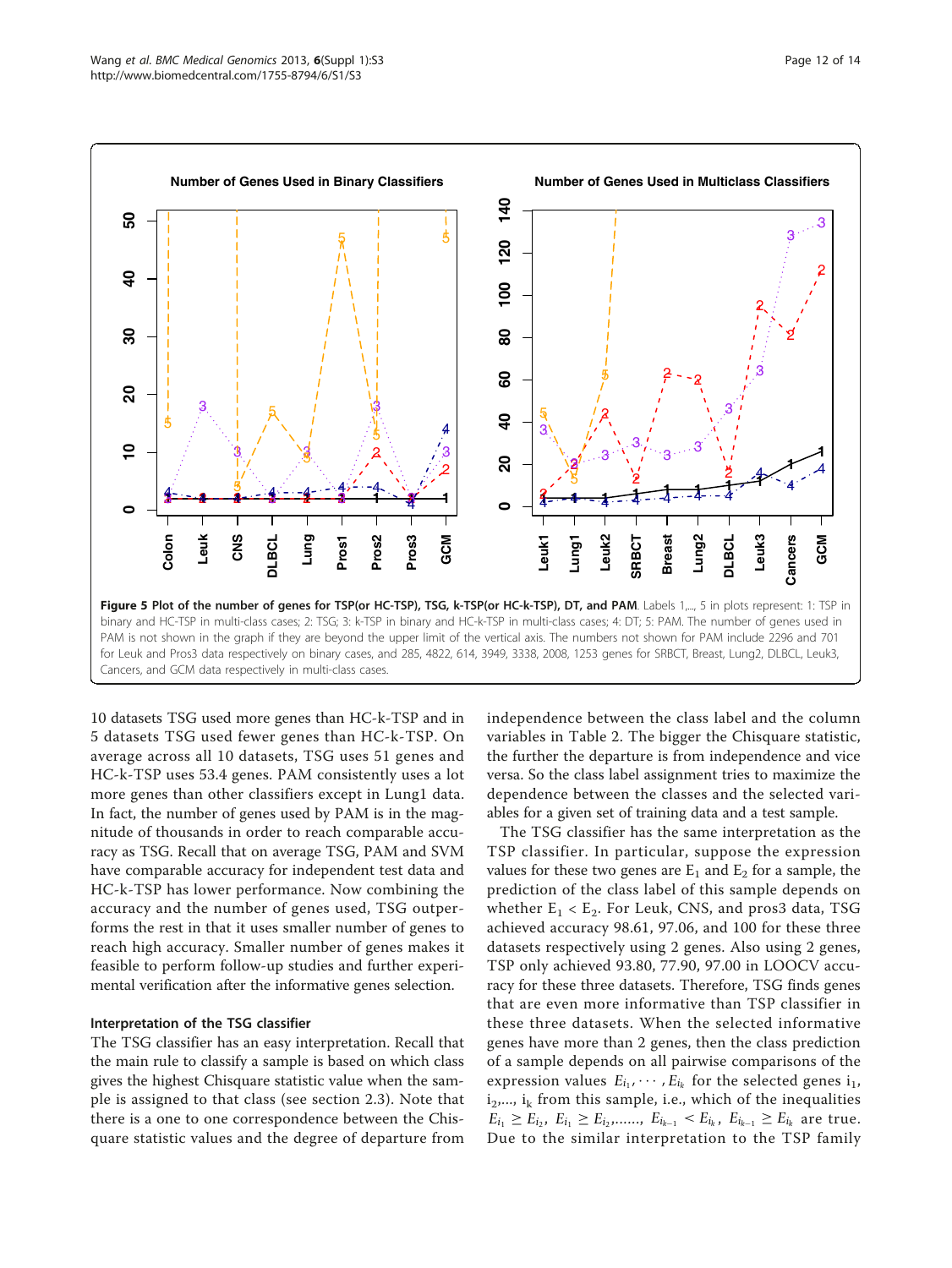**Figure 5 Plot of the number of genes for TSP(or HC-TSP), TSG, k-TSP(or HC-k-TSP), DT, and PAM.** Labels 1,..., 5 in plots represent: 1: TSP in binary and HC-TSP in multi-class cases; 2: TSG; 3: k-TSP in binary and HC-k-TSP in multi-class cases; 4: DT; 5: PAM. The number of genes used in PAM is not shown in the graph if they are beyond the upper limit of the vertical axis. The numbers not shown for PAM include 2296 and 701 for Leuk and Pros3 data respectively on binary cases, and 285, 4822, 614, 3949, 3338, 2008, 1253 genes for SRBCT, Breast, Lung2, DLBCL, Leuk3, Cancers, and GCM data respectively in multi-class cases.

10 datasets TSG used more genes than HC-k-TSP and in 5 datasets TSG used fewer genes than HC-k-TSP. On average across all 10 datasets, TSG uses 51 genes and HC-k-TSP uses 53.4 genes. PAM consistently uses a lot more genes than other classifiers except in Lung1 data. In fact, the number of genes used by PAM is in the magnitude of thousands in order to reach comparable accuracy as TSG. Recall that on average TSG, PAM and SVM have comparable accuracy for independent test data and HC-k-TSP has lower performance. Now combining the accuracy and the number of genes used, TSG outperforms the rest in that it uses smaller number of genes to reach high accuracy. Smaller number of genes makes it feasible to perform follow-up studies and further experimental verification after the informative genes selection.

### Interpretation of the TSG classifier

The TSG classifier has an easy interpretation. Recall that the main rule to classify a sample is based on which class gives the highest Chisquare statistic value when the sample is assigned to that class (see section 2.3). Note that there is a one to one correspondence between the Chisquare statistic values and the degree of departure from independence between the class label and the column variables in Table 2. The bigger the Chisquare statistic, the further the departure is from independence and vice versa. So the class label assignment tries to maximize the dependence between the classes and the selected variables for a given set of training data and a test sample.

The TSG classifier has the same interpretation as the TSP classifier. In particular, suppose the expression values for these two genes are $E_1$ and $E_2$ for a sample, the prediction of the class label of this sample depends on whether $E_1 < E_2$. For Leuk, CNS, and pros3 data, TSG achieved accuracy 98.61, 97.06, and 100 for these three datasets respectively using 2 genes. Also using 2 genes, TSP only achieved 93.80, 77.90, 97.00 in LOOCV accuracy for these three datasets. Therefore, TSG finds genes that are even more informative than TSP classifier in these three datasets. When the selected informative genes have more than 2 genes, then the class prediction of a sample depends on all pairwise comparisons of the expression values $E_{i_1}, \cdots, E_{i_k}$ for the selected genes $i_1$, $i_2$,..., $i_k$ from this sample, i.e., which of the inequalities $E_{i_1} \geq E_{i_2}$, $E_{i_1} \geq E_{i_2}$,......, $E_{i_{k-1}} < E_{i_k}$, $E_{i_{k-1}} \geq E_{i_k}$ are true. Due to the similar interpretation to the TSP family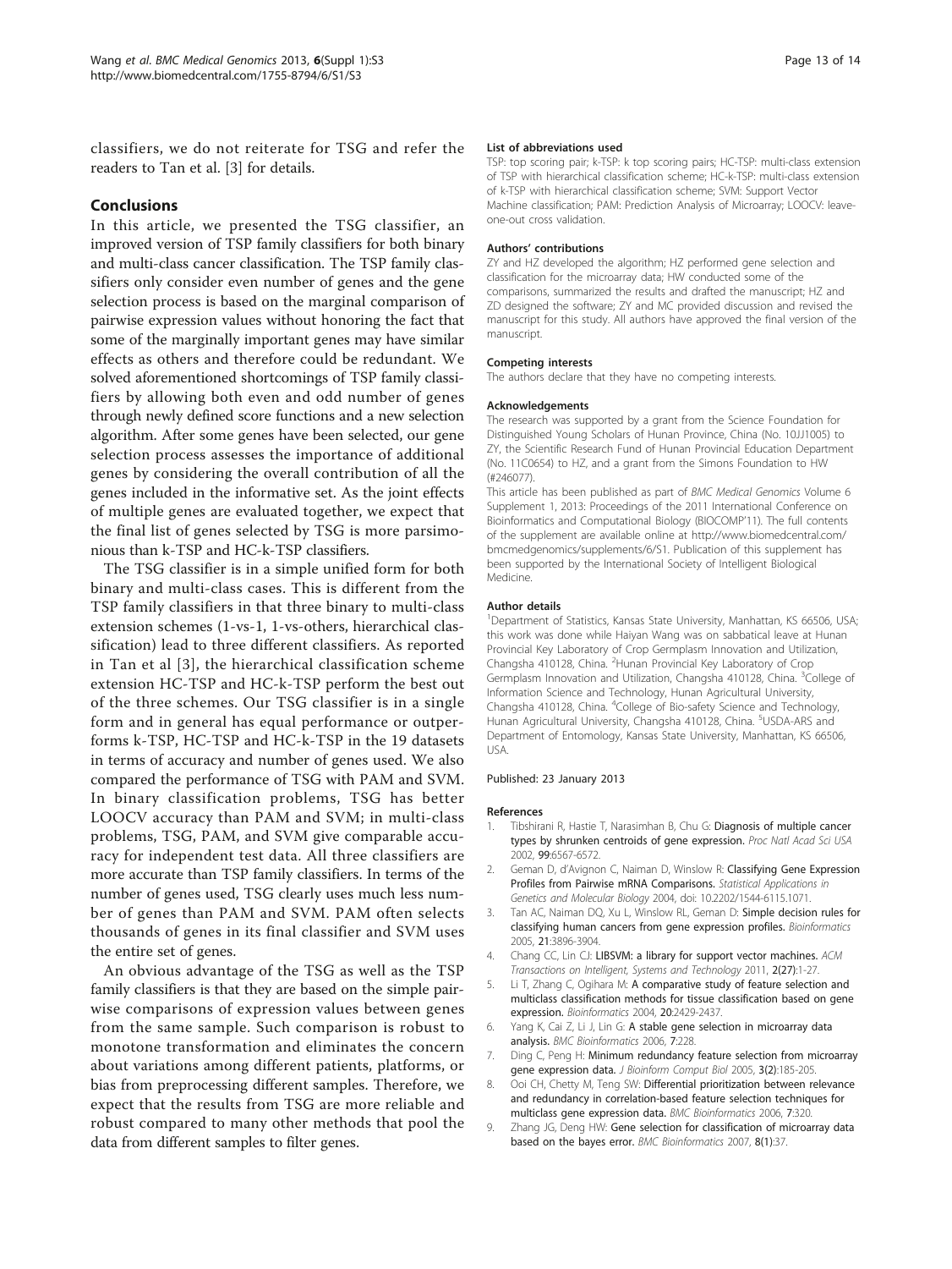classifiers, we do not reiterate for TSG and refer the readers to Tan et al. [3] for details.

## Conclusions

In this article, we presented the TSG classifier, an improved version of TSP family classifiers for both binary and multi-class cancer classification. The TSP family classifiers only consider even number of genes and the gene selection process is based on the marginal comparison of pairwise expression values without honoring the fact that some of the marginally important genes may have similar effects as others and therefore could be redundant. We solved aforementioned shortcomings of TSP family classifiers by allowing both even and odd number of genes through newly defined score functions and a new selection algorithm. After some genes have been selected, our gene selection process assesses the importance of additional genes by considering the overall contribution of all the genes included in the informative set. As the joint effects of multiple genes are evaluated together, we expect that the final list of genes selected by TSG is more parsimonious than k-TSP and HC-k-TSP classifiers.

The TSG classifier is in a simple unified form for both binary and multi-class cases. This is different from the TSP family classifiers in that three binary to multi-class extension schemes (1-vs-1, 1-vs-others, hierarchical classification) lead to three different classifiers. As reported in Tan et al [3], the hierarchical classification scheme extension HC-TSP and HC-k-TSP perform the best out of the three schemes. Our TSG classifier is in a single form and in general has equal performance or outperforms k-TSP, HC-TSP and HC-k-TSP in the 19 datasets in terms of accuracy and number of genes used. We also compared the performance of TSG with PAM and SVM. In binary classification problems, TSG has better LOOCV accuracy than PAM and SVM; in multi-class problems, TSG, PAM, and SVM give comparable accuracy for independent test data. All three classifiers are more accurate than TSP family classifiers. In terms of the number of genes used, TSG clearly uses much less number of genes than PAM and SVM. PAM often selects thousands of genes in its final classifier and SVM uses the entire set of genes.

An obvious advantage of the TSG as well as the TSP family classifiers is that they are based on the simple pairwise comparisons of expression values between genes from the same sample. Such comparison is robust to monotone transformation and eliminates the concern about variations among different patients, platforms, or bias from preprocessing different samples. Therefore, we expect that the results from TSG are more reliable and robust compared to many other methods that pool the data from different samples to filter genes.

#### List of abbreviations used

TSP: top scoring pair; k-TSP: k top scoring pairs; HC-TSP: multi-class extension of TSP with hierarchical classification scheme; HC-k-TSP: multi-class extension of k-TSP with hierarchical classification scheme; SVM: Support Vector Machine classification; PAM: Prediction Analysis of Microarray; LOOCV: leave-one-out cross validation.

#### Authors' contributions

ZY and HZ developed the algorithm; HZ performed gene selection and classification for the microarray data; HW conducted some of the comparisons, summarized the results and drafted the manuscript; HZ and ZD designed the software; ZY and MC provided discussion and revised the manuscript for this study. All authors have approved the final version of the manuscript.

#### Competing interests

The authors declare that they have no competing interests.

#### Acknowledgements

The research was supported by a grant from the Science Foundation for Distinguished Young Scholars of Hunan Province, China (No. 10JJ1005) to ZY, the Scientific Research Fund of Hunan Provincial Education Department (No. 11C0654) to HZ, and a grant from the Simons Foundation to HW (#246077).

This article has been published as part of *BMC Medical Genomics* Volume 6 Supplement 1, 2013: Proceedings of the 2011 International Conference on Bioinformatics and Computational Biology (BIOCOMP'11). The full contents of the supplement are available online at http://www.biomedcentral.com/bmcmedgenomics/supplements/6/S1. Publication of this supplement has been supported by the International Society of Intelligent Biological Medicine.

#### Author details

[1]Department of Statistics, Kansas State University, Manhattan, KS 66506, USA; this work was done while Haiyan Wang was on sabbatical leave at Hunan Provincial Key Laboratory of Crop Germplasm Innovation and Utilization, Changsha 410128, China. [2]Hunan Provincial Key Laboratory of Crop Germplasm Innovation and Utilization, Changsha 410128, China. [3]College of Information Science and Technology, Hunan Agricultural University, Changsha 410128, China. [4]College of Bio-safety Science and Technology, Hunan Agricultural University, Changsha 410128, China. [5]USDA-ARS and Department of Entomology, Kansas State University, Manhattan, KS 66506, USA.

Published: 23 January 2013

#### References

1. Tibshirani R, Hastie T, Narasimhan B, Chu G: **Diagnosis of multiple cancer types by shrunken centroids of gene expression.** *Proc Natl Acad Sci USA* 2002, **99**:6567-6572.
2. Geman D, d'Avignon C, Naiman D, Winslow R: **Classifying Gene Expression Profiles from Pairwise mRNA Comparisons.** *Statistical Applications in Genetics and Molecular Biology* 2004, doi: 10.2202/1544-6115.1071.
3. Tan AC, Naiman DQ, Xu L, Winslow RL, Geman D: **Simple decision rules for classifying human cancers from gene expression profiles.** *Bioinformatics* 2005, **21**:3896-3904.
4. Chang CC, Lin CJ: **LIBSVM: a library for support vector machines.** *ACM Transactions on Intelligent, Systems and Technology* 2011, **2(27)**:1-27.
5. Li T, Zhang C, Ogihara M: **A comparative study of feature selection and multiclass classification methods for tissue classification based on gene expression.** *Bioinformatics* 2004, **20**:2429-2437.
6. Yang K, Cai Z, Li J, Lin G: **A stable gene selection in microarray data analysis.** *BMC Bioinformatics* 2006, **7**:228.
7. Ding C, Peng H: **Minimum redundancy feature selection from microarray gene expression data.** *J Bioinform Comput Biol* 2005, **3(2)**:185-205.
8. Ooi CH, Chetty M, Teng SW: **Differential prioritization between relevance and redundancy in correlation-based feature selection techniques for multiclass gene expression data.** *BMC Bioinformatics* 2006, **7**:320.
9. Zhang JG, Deng HW: **Gene selection for classification of microarray data based on the bayes error.** *BMC Bioinformatics* 2007, **8(1)**:37.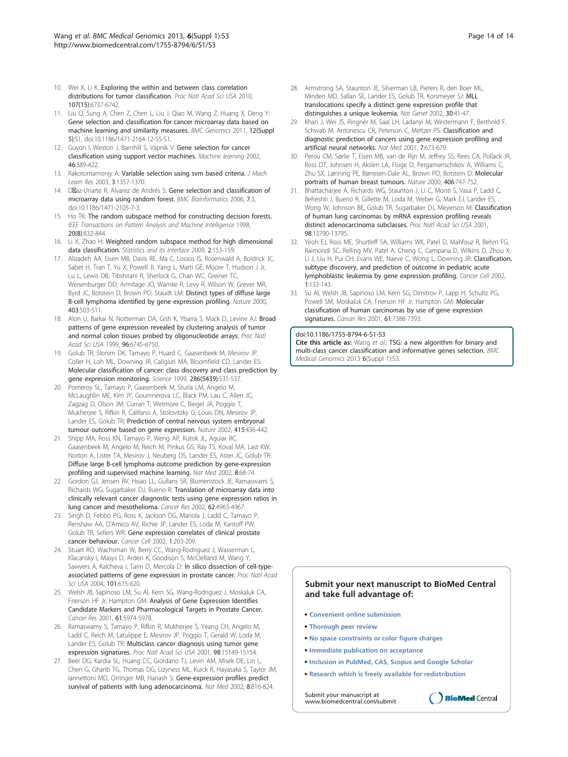10. Wei X, Li K: **Exploring the within and between class correlation distributions for tumor classification.** *Proc Natl Acad Sci USA* 2010, **107(15)**:6737-6742.
11. Liu Q, Sung A, Chen Z, Chen L, Liu J, Qiao M, Wang Z, Huang X, Deng Y: **Gene selection and classification for cancer microarray data based on machine learning and similarity measures.** *BMC Genomics* 2011, **12(Suppl 5)**:S1, doi:10.1186/1471-2164-12-S5-S1.
12. Guyon I, Weston J, Barnhill S, Vapnik V: **Gene selection for cancer classification using support vector machines.** *Machine learning* 2002, **46**:389-422.
13. Rakotomamonjy A: **Variable selection using svm based criteria.** *J Mach Learn Res* 2003, **3**:1357-1370.
14. Díaz-Uriarte R, Alvarez de Andrés S: **Gene selection and classification of microarray data using random forest.** *BMC Bioinformatics* 2006, **7**:3, doi:10.1186/1471-2105-7-3.
15. Ho TK: **The random subspace method for constructing decision forests.** *IEEE Transactions on Pattern Analysis and Machine Intelligence* 1998, **20(8)**:832-844.
16. Li X, Zhao H: **Weighted random subspace method for high dimensional data classification.** *Statistics and its Interface* 2009, **2**:153-159.
17. Alizadeh AA, Eisen MB, Davis RE, Ma C, Lossos IS, Rosenwald A, Boldrick JC, Sabet H, Tran T, Yu X, Powell JI, Yang L, Marti GE, Moore T, Hudson J Jr, Lu L, Lewis DB, Tibshirani R, Sherlock G, Chan WC, Greiner TC, Weisenburger DD, Armitage JO, Warnke R, Levy R, Wilson W, Grever MR, Byrd JC, Botstein D, Brown PO, Staudt LM: **Distinct types of diffuse large B-cell lymphoma identified by gene expression profiling.** *Nature* 2000, **403**:503-511.
18. Alon U, Barkai N, Notterman DA, Gish K, Ybarra S, Mack D, Levine AJ: **Broad patterns of gene expression revealed by clustering analysis of tumor and normal colon tissues probed by oligonucleotide arrays.** *Proc Natl Acad Sci USA* 1999, **96**:6745-6750.
19. Golub TR, Slonim DK, Tamayo P, Huard C, Gaasenbeek M, Mesirov JP, Coller H, Loh ML, Downing JR, Caligiuri MA, Bloomfield CD, Lander ES: **Molecular classification of cancer: class discovery and class prediction by gene expression monitoring.** *Science* 1999, **286(5439)**:531-537.
20. Pomeroy SL, Tamayo P, Gaasenbeek M, Sturla LM, Angelo M, McLaughlin ME, Kim JY, Goumnerova LC, Black PM, Lau C, Allen JC, Zagzag D, Olson JM, Curran T, Wetmore C, Biegel JA, Poggio T, Mukherjee S, Rifkin R, Califano A, Stolovitzky G, Louis DN, Mesirov JP, Lander ES, Golub TR: **Prediction of central nervous system embryonal tumour outcome based on gene expression.** *Nature* 2002, **415**:436-442.
21. Shipp MA, Ross KN, Tamayo P, Weng AP, Kutok JL, Aguiar RC, Gaasenbeek M, Angelo M, Reich M, Pinkus GS, Ray TS, Koval MA, Last KW, Norton A, Lister TA, Mesirov J, Neuberg DS, Lander ES, Aster JC, Golub TR: **Diffuse large B-cell lymphoma outcome prediction by gene-expression profiling and supervised machine learning.** *Nat Med* 2002, **8**:68-74.
22. Gordon GJ, Jensen RV, Hsiao LL, Gullans SR, Blumenstock JE, Ramaswami S, Richards WG, Sugarbaker DJ, Bueno R: **Translation of microarray data into clinically relevant cancer diagnostic tests using gene expression ratios in lung cancer and mesothelioma.** *Cancer Res* 2002, **62**:4963-4967.
23. Singh D, Febbo PG, Ross K, Jackson DG, Manola J, Ladd C, Tamayo P, Renshaw AA, D'Amico AV, Richie JP, Lander ES, Loda M, Kantoff PW, Golub TR, Sellers WR: **Gene expression correlates of clinical prostate cancer behaviour.** *Cancer Cell* 2002, **1**:203-209.
24. Stuart RO, Wachsman W, Berry CC, Wang-Rodriguez J, Wasserman L, Klacansky I, Masys D, Arden K, Goodison S, McClelland M, Wang Y, Sawyers A, Kalcheva I, Tarin D, Mercola D: **In silico dissection of cell-type-associated patterns of gene expression in prostate cancer.** *Proc Natl Acad Sci USA* 2004, **101**:615-620.
25. Welsh JB, Sapinoso LM, Su AI, Kern SG, Wang-Rodriguez J, Moskaluk CA, Frierson HF Jr, Hampton GM: **Analysis of Gene Expression Identifies Candidate Markers and Pharmacological Targets in Prostate Cancer.** *Cancer Res* 2001, **61**:5974-5978.
26. Ramaswamy S, Tamayo P, Rifkin R, Mukherjee S, Yeang CH, Angelo M, Ladd C, Reich M, Latulippe E, Mesirov JP, Poggio T, Gerald W, Loda M, Lander ES, Golub TR: **Multiclass cancer diagnosis using tumor gene expression signatures.** *Proc Natl Acad Sci USA* 2001, **98**:15149-15154.
27. Beer DG, Kardia SL, Huang CC, Giordano TJ, Levin AM, Misek DE, Lin L, Chen G, Gharib TG, Thomas DG, Lizyness ML, Kuick R, Hayasaka S, Taylor JM, Iannettoni MD, Orringer MB, Hanash S: **Gene-expression profiles predict survival of patients with lung adenocarcinoma.** *Nat Med* 2002, **8**:816-824.
28. Armstrong SA, Staunton JE, Silverman LB, Pieters R, den Boer ML, Minden MD, Sallan SE, Lander ES, Golub TR, Korsmeyer SJ: **MLL translocations specify a distinct gene expression profile that distinguishes a unique leukemia.** *Nat Genet* 2002, **30**:41-47.
29. Khan J, Wei JS, Ringnér M, Saal LH, Ladanyi M, Westermann F, Berthold F, Schwab M, Antonescu CR, Peterson C, Meltzer PS: **Classification and diagnostic prediction of cancers using gene expression profiling and artificial neural networks.** *Nat Med* 2001, **7**:673-679.
30. Perou CM, Sørlie T, Eisen MB, van de Rijn M, Jeffrey SS, Rees CA, Pollack JR, Ross DT, Johnsen H, Akslen LA, Fluge O, Pergamenschikov A, Williams C, Zhu SX, Lønning PE, Børresen-Dale AL, Brown PO, Botstein D: **Molecular portraits of human breast tumours.** *Nature* 2000, **406**:747-752.
31. Bhattacharjee A, Richards WG, Staunton J, Li C, Monti S, Vasa P, Ladd C, Beheshti J, Bueno R, Gillette M, Loda M, Weber G, Mark EJ, Lander ES, Wong W, Johnson BE, Golub TR, Sugarbaker DJ, Meyerson M: **Classification of human lung carcinomas by mRNA expression profiling reveals distinct adenocarcinoma subclasses.** *Proc Natl Acad Sci USA* 2001, **98**:13790-13795.
32. Yeoh EJ, Ross ME, Shurtleff SA, Williams WK, Patel D, Mahfouz R, Behm FG, Raimondi SC, Relling MV, Patel A, Cheng C, Campana D, Wilkins D, Zhou X, Li J, Liu H, Pui CH, Evans WE, Naeve C, Wong L, Downing JR: **Classification, subtype discovery, and prediction of outcome in pediatric acute lymphoblastic leukemia by gene expression profiling.** *Cancer Cell* 2002, **1**:133-143.
33. Su AI, Welsh JB, Sapinoso LM, Kern SG, Dimitrov P, Lapp H, Schultz PG, Powell SM, Moskaluk CA, Frierson HF Jr, Hampton GM: **Molecular classification of human carcinomas by use of gene expression signatures.** *Cancer Res* 2001, **61**:7388-7393.

doi:10.1186/1755-8794-6-S1-S3

**Cite this article as:** Wang *et al.*: TSG: a new algorithm for binary and multi-class cancer classification and informative genes selection. *BMC Medical Genomics* 2013 **6**(Suppl 1):S3.

**Submit your next manuscript to BioMed Central and take full advantage of:**

- **Convenient online submission**
- **Thorough peer review**
- **No space constraints or color figure charges**
- **Immediate publication on acceptance**
- **Inclusion in PubMed, CAS, Scopus and Google Scholar**
- **Research which is freely available for redistribution**

Submit your manuscript at
www.biomedcentral.com/submit

BioMed Central